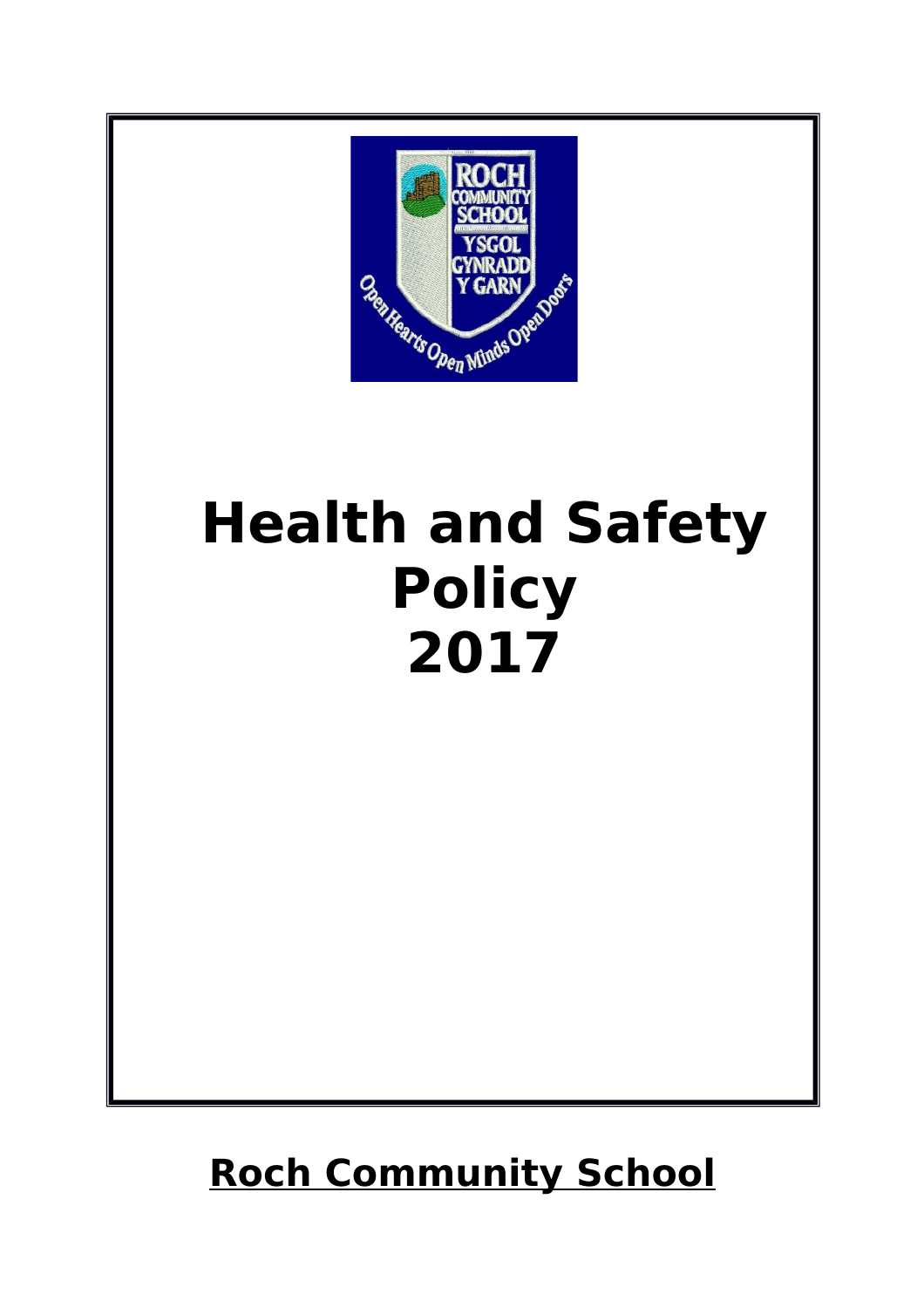# Health and Safety Policy 2017

**Roch Community School**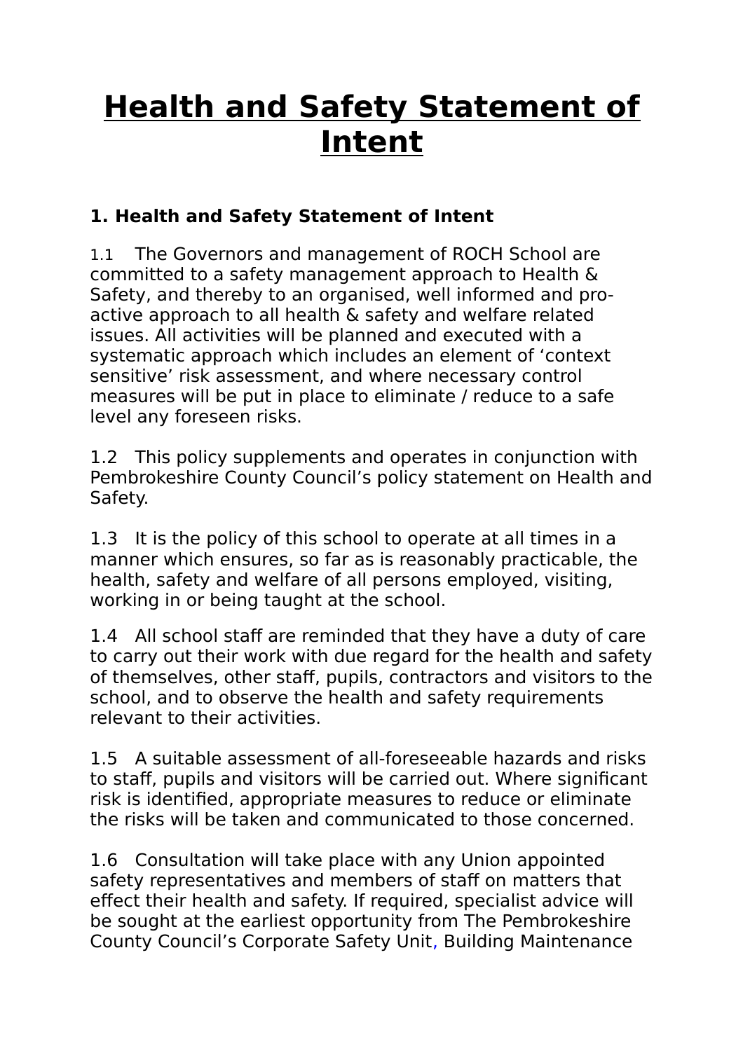# Health and Safety Statement of Intent

### 1. Health and Safety Statement of Intent

1.1 The Governors and management of ROCH School are committed to a safety management approach to Health & Safety, and thereby to an organised, well informed and pro-active approach to all health & safety and welfare related issues. All activities will be planned and executed with a systematic approach which includes an element of 'context sensitive' risk assessment, and where necessary control measures will be put in place to eliminate / reduce to a safe level any foreseen risks.

1.2 This policy supplements and operates in conjunction with Pembrokeshire County Council's policy statement on Health and Safety.

1.3 It is the policy of this school to operate at all times in a manner which ensures, so far as is reasonably practicable, the health, safety and welfare of all persons employed, visiting, working in or being taught at the school.

1.4 All school staff are reminded that they have a duty of care to carry out their work with due regard for the health and safety of themselves, other staff, pupils, contractors and visitors to the school, and to observe the health and safety requirements relevant to their activities.

1.5 A suitable assessment of all-foreseeable hazards and risks to staff, pupils and visitors will be carried out. Where significant risk is identified, appropriate measures to reduce or eliminate the risks will be taken and communicated to those concerned.

1.6 Consultation will take place with any Union appointed safety representatives and members of staff on matters that effect their health and safety. If required, specialist advice will be sought at the earliest opportunity from The Pembrokeshire County Council's Corporate Safety Unit, Building Maintenance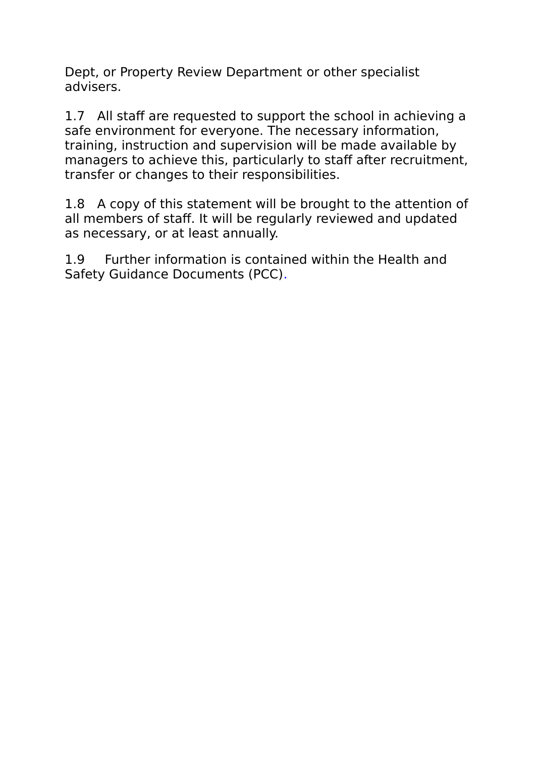Dept, or Property Review Department or other specialist advisers.

1.7 All staff are requested to support the school in achieving a safe environment for everyone. The necessary information, training, instruction and supervision will be made available by managers to achieve this, particularly to staff after recruitment, transfer or changes to their responsibilities.

1.8 A copy of this statement will be brought to the attention of all members of staff. It will be regularly reviewed and updated as necessary, or at least annually.

1.9 Further information is contained within the Health and Safety Guidance Documents (PCC).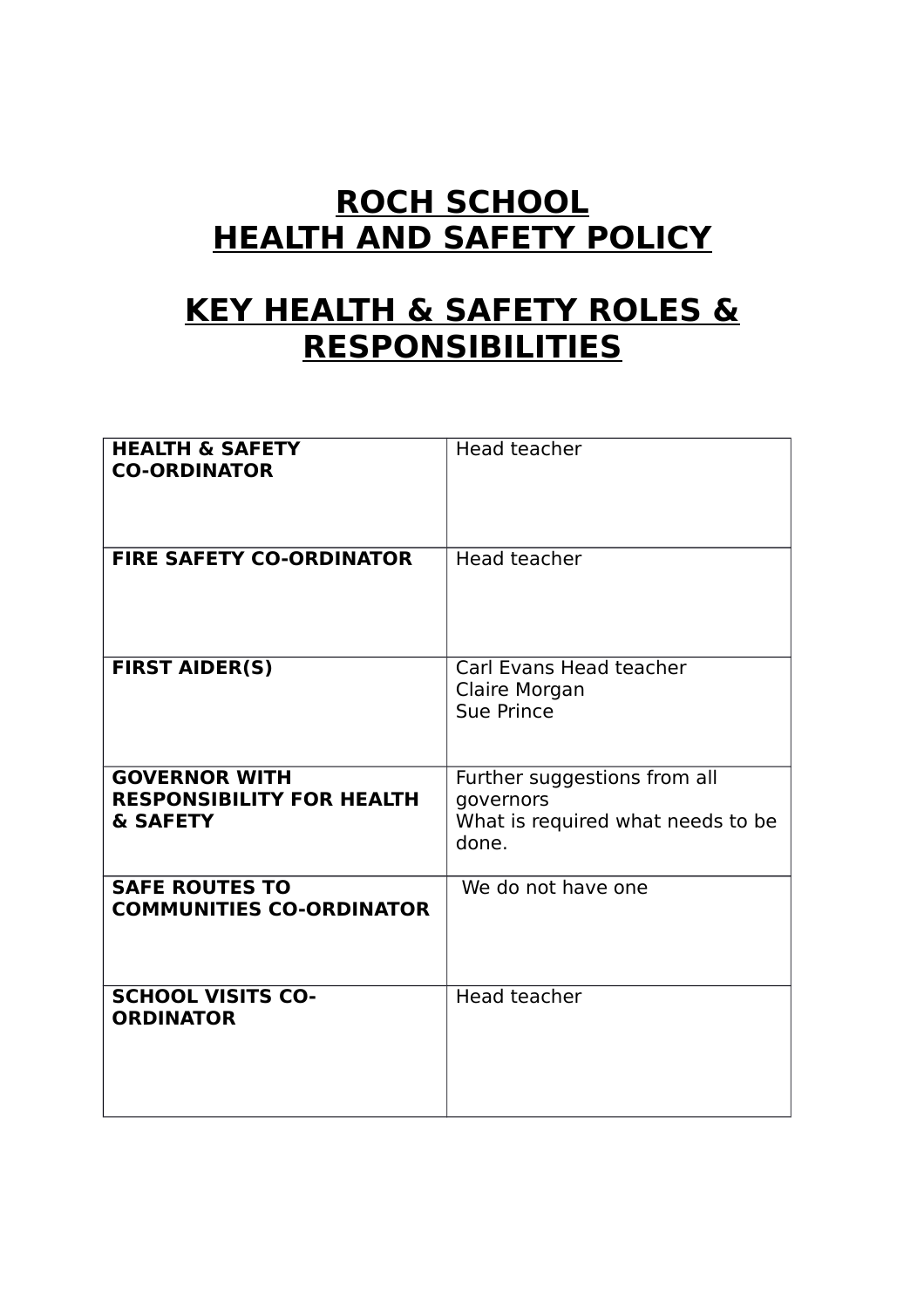# ROCH SCHOOL
# HEALTH AND SAFETY POLICY

# KEY HEALTH & SAFETY ROLES & RESPONSIBILITIES

| | |
|---|---|
| **HEALTH & SAFETY CO-ORDINATOR** | Head teacher |
| **FIRE SAFETY CO-ORDINATOR** | Head teacher |
| **FIRST AIDER(S)** | Carl Evans Head teacher<br>Claire Morgan<br>Sue Prince |
| **GOVERNOR WITH RESPONSIBILITY FOR HEALTH & SAFETY** | Further suggestions from all governors<br>What is required what needs to be done. |
| **SAFE ROUTES TO COMMUNITIES CO-ORDINATOR** | We do not have one |
| **SCHOOL VISITS CO-ORDINATOR** | Head teacher |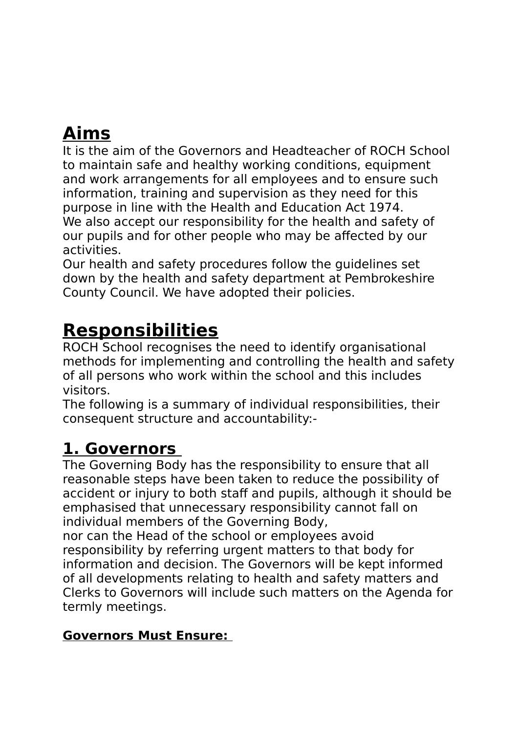# Aims

It is the aim of the Governors and Headteacher of ROCH School to maintain safe and healthy working conditions, equipment and work arrangements for all employees and to ensure such information, training and supervision as they need for this purpose in line with the Health and Education Act 1974.
We also accept our responsibility for the health and safety of our pupils and for other people who may be affected by our activities.
Our health and safety procedures follow the guidelines set down by the health and safety department at Pembrokeshire County Council. We have adopted their policies.

# Responsibilities

ROCH School recognises the need to identify organisational methods for implementing and controlling the health and safety of all persons who work within the school and this includes visitors.
The following is a summary of individual responsibilities, their consequent structure and accountability:-

## 1. Governors

The Governing Body has the responsibility to ensure that all reasonable steps have been taken to reduce the possibility of accident or injury to both staff and pupils, although it should be emphasised that unnecessary responsibility cannot fall on individual members of the Governing Body,
nor can the Head of the school or employees avoid responsibility by referring urgent matters to that body for information and decision. The Governors will be kept informed of all developments relating to health and safety matters and Clerks to Governors will include such matters on the Agenda for termly meetings.

**Governors Must Ensure:**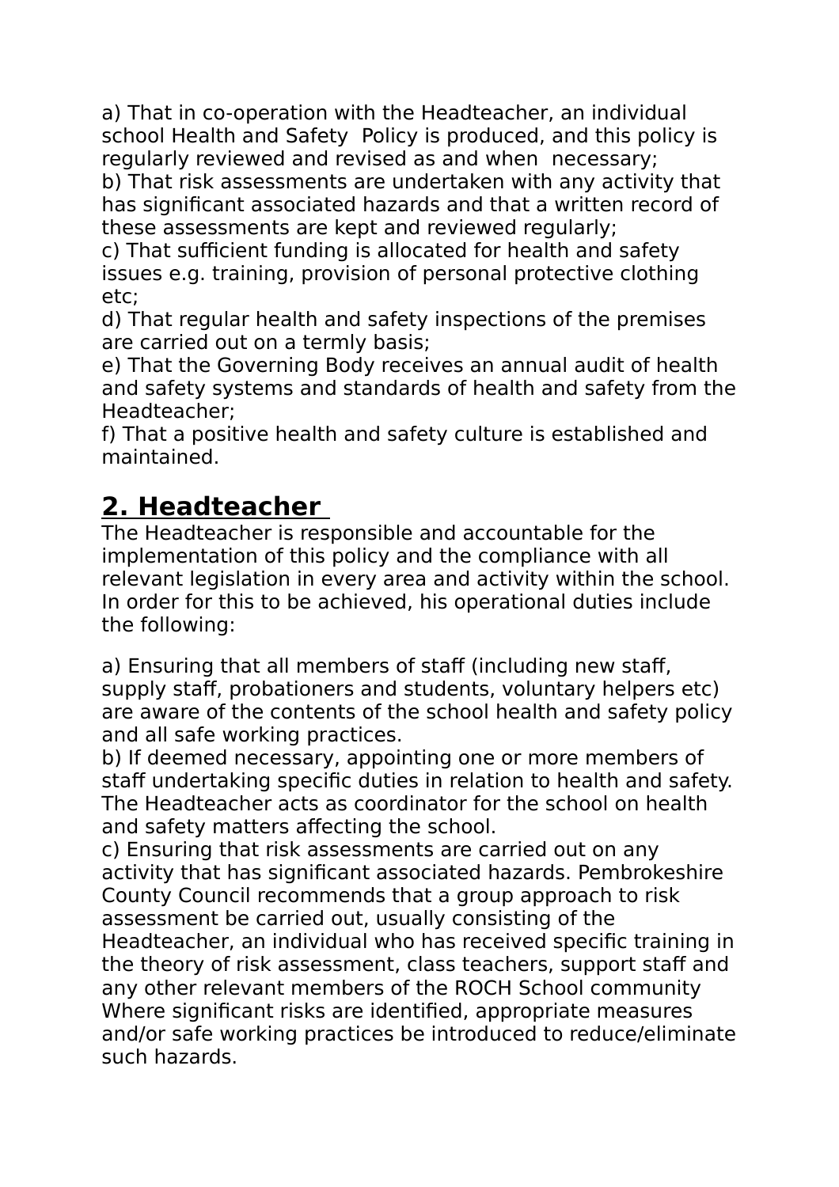a) That in co-operation with the Headteacher, an individual school Health and Safety Policy is produced, and this policy is regularly reviewed and revised as and when necessary;
b) That risk assessments are undertaken with any activity that has significant associated hazards and that a written record of these assessments are kept and reviewed regularly;
c) That sufficient funding is allocated for health and safety issues e.g. training, provision of personal protective clothing etc;
d) That regular health and safety inspections of the premises are carried out on a termly basis;
e) That the Governing Body receives an annual audit of health and safety systems and standards of health and safety from the Headteacher;
f) That a positive health and safety culture is established and maintained.

## 2. Headteacher

The Headteacher is responsible and accountable for the implementation of this policy and the compliance with all relevant legislation in every area and activity within the school. In order for this to be achieved, his operational duties include the following:

a) Ensuring that all members of staff (including new staff, supply staff, probationers and students, voluntary helpers etc) are aware of the contents of the school health and safety policy and all safe working practices.
b) If deemed necessary, appointing one or more members of staff undertaking specific duties in relation to health and safety. The Headteacher acts as coordinator for the school on health and safety matters affecting the school.
c) Ensuring that risk assessments are carried out on any activity that has significant associated hazards. Pembrokeshire County Council recommends that a group approach to risk assessment be carried out, usually consisting of the Headteacher, an individual who has received specific training in the theory of risk assessment, class teachers, support staff and any other relevant members of the ROCH School community Where significant risks are identified, appropriate measures and/or safe working practices be introduced to reduce/eliminate such hazards.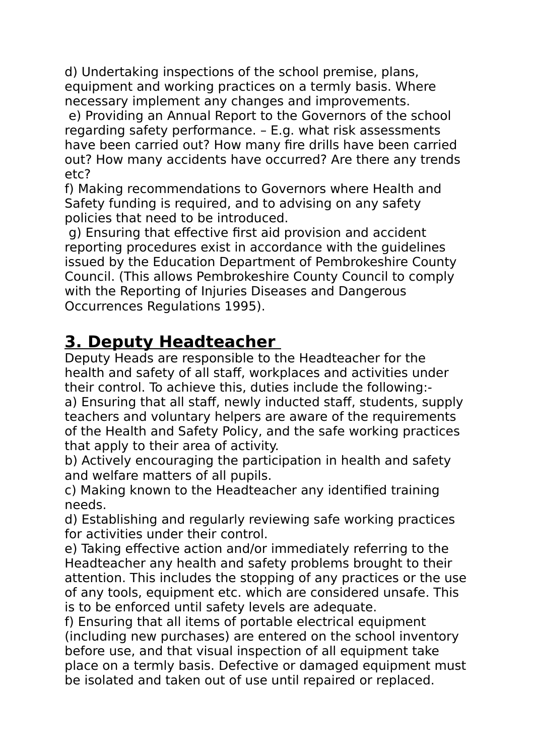d) Undertaking inspections of the school premise, plans, equipment and working practices on a termly basis. Where necessary implement any changes and improvements.

e) Providing an Annual Report to the Governors of the school regarding safety performance. – E.g. what risk assessments have been carried out? How many fire drills have been carried out? How many accidents have occurred? Are there any trends etc?

f) Making recommendations to Governors where Health and Safety funding is required, and to advising on any safety policies that need to be introduced.

g) Ensuring that effective first aid provision and accident reporting procedures exist in accordance with the guidelines issued by the Education Department of Pembrokeshire County Council. (This allows Pembrokeshire County Council to comply with the Reporting of Injuries Diseases and Dangerous Occurrences Regulations 1995).

## 3. Deputy Headteacher

Deputy Heads are responsible to the Headteacher for the health and safety of all staff, workplaces and activities under their control. To achieve this, duties include the following:-

a) Ensuring that all staff, newly inducted staff, students, supply teachers and voluntary helpers are aware of the requirements of the Health and Safety Policy, and the safe working practices that apply to their area of activity.

b) Actively encouraging the participation in health and safety and welfare matters of all pupils.

c) Making known to the Headteacher any identified training needs.

d) Establishing and regularly reviewing safe working practices for activities under their control.

e) Taking effective action and/or immediately referring to the Headteacher any health and safety problems brought to their attention. This includes the stopping of any practices or the use of any tools, equipment etc. which are considered unsafe. This is to be enforced until safety levels are adequate.

f) Ensuring that all items of portable electrical equipment (including new purchases) are entered on the school inventory before use, and that visual inspection of all equipment take place on a termly basis. Defective or damaged equipment must be isolated and taken out of use until repaired or replaced.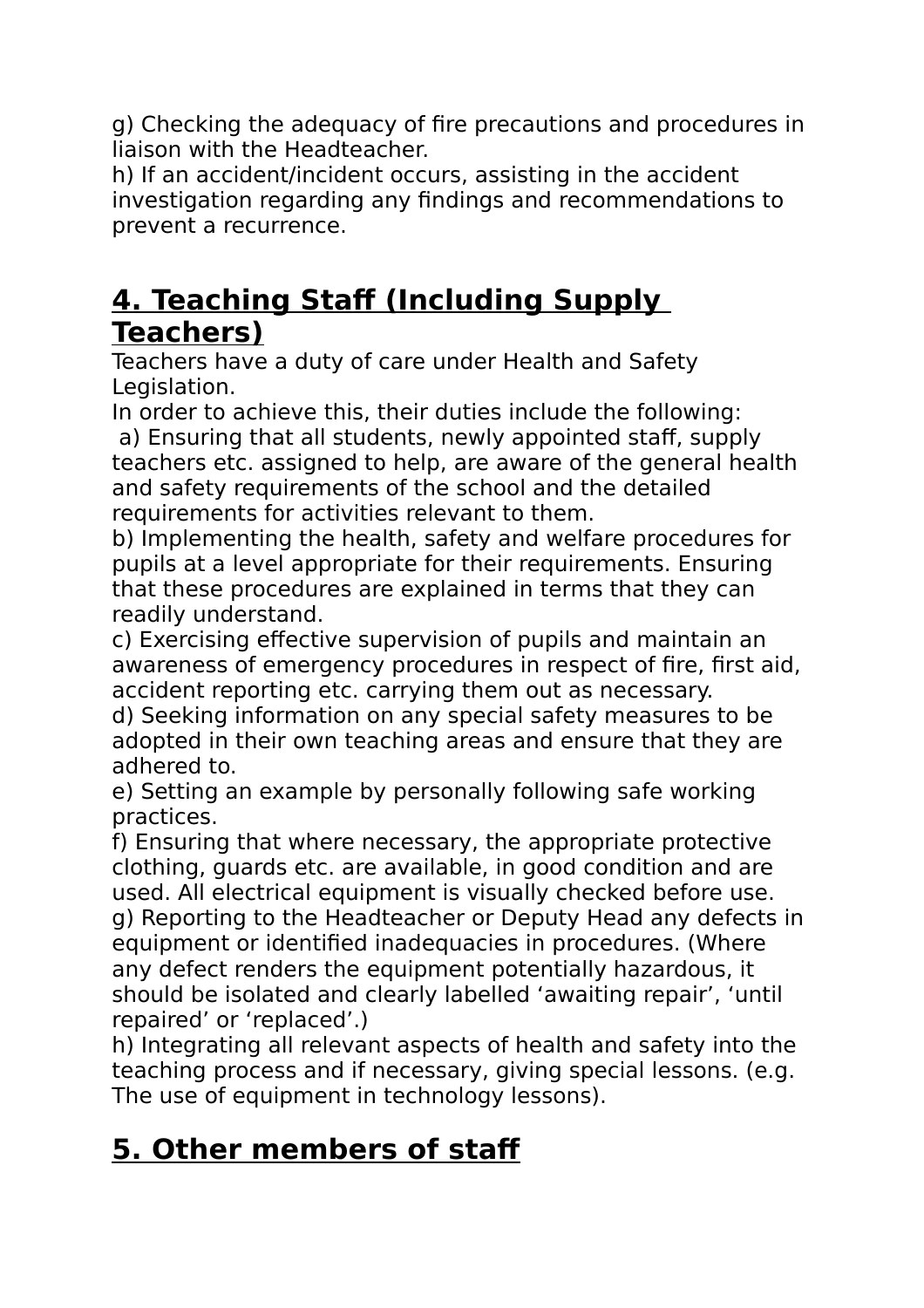g) Checking the adequacy of fire precautions and procedures in liaison with the Headteacher.
h) If an accident/incident occurs, assisting in the accident investigation regarding any findings and recommendations to prevent a recurrence.

## 4. Teaching Staff (Including Supply Teachers)

Teachers have a duty of care under Health and Safety Legislation.
In order to achieve this, their duties include the following:
a) Ensuring that all students, newly appointed staff, supply teachers etc. assigned to help, are aware of the general health and safety requirements of the school and the detailed requirements for activities relevant to them.
b) Implementing the health, safety and welfare procedures for pupils at a level appropriate for their requirements. Ensuring that these procedures are explained in terms that they can readily understand.
c) Exercising effective supervision of pupils and maintain an awareness of emergency procedures in respect of fire, first aid, accident reporting etc. carrying them out as necessary.
d) Seeking information on any special safety measures to be adopted in their own teaching areas and ensure that they are adhered to.
e) Setting an example by personally following safe working practices.
f) Ensuring that where necessary, the appropriate protective clothing, guards etc. are available, in good condition and are used. All electrical equipment is visually checked before use.
g) Reporting to the Headteacher or Deputy Head any defects in equipment or identified inadequacies in procedures. (Where any defect renders the equipment potentially hazardous, it should be isolated and clearly labelled ‘awaiting repair’, ‘until repaired’ or ‘replaced’.)
h) Integrating all relevant aspects of health and safety into the teaching process and if necessary, giving special lessons. (e.g. The use of equipment in technology lessons).

## 5. Other members of staff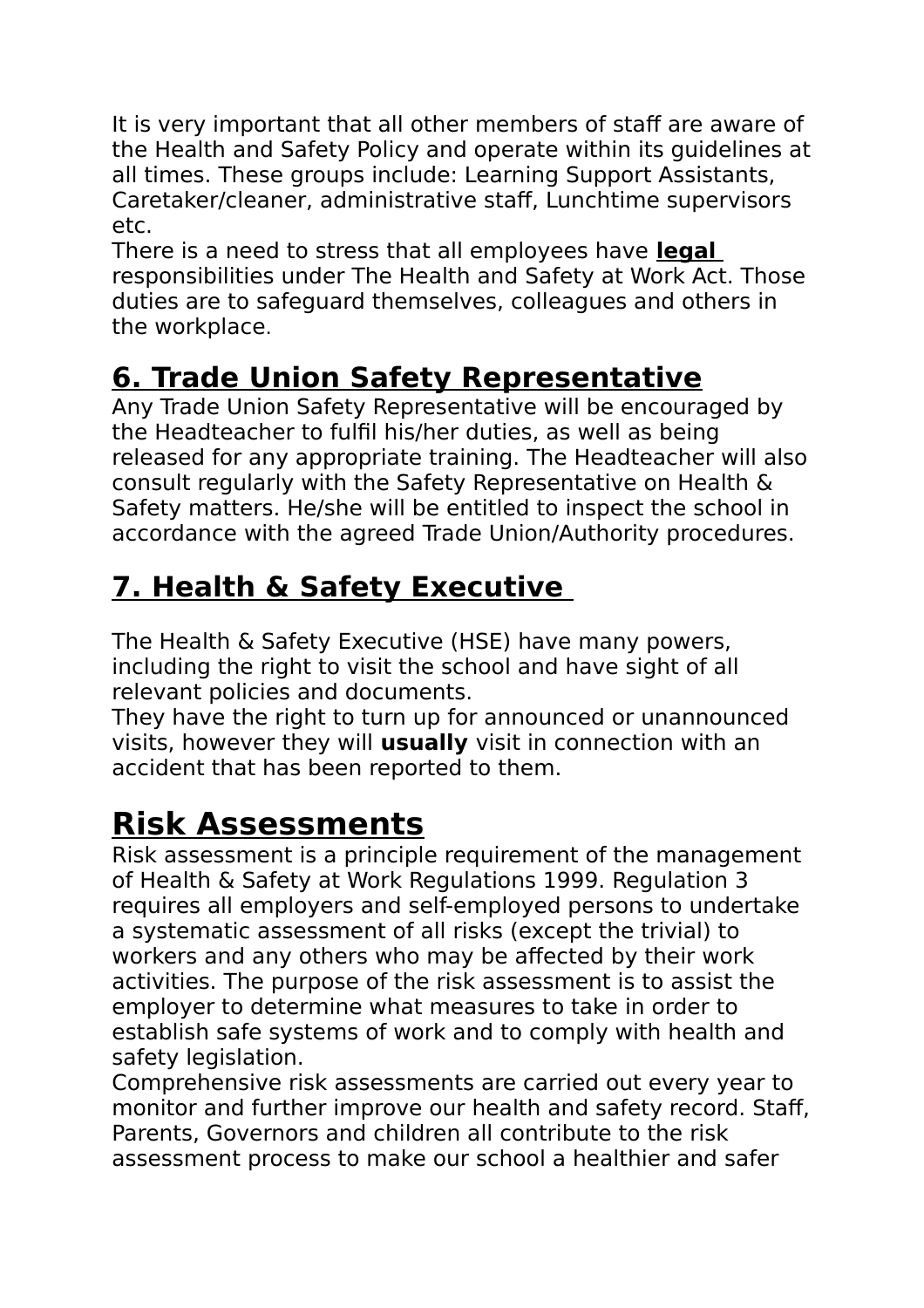It is very important that all other members of staff are aware of the Health and Safety Policy and operate within its guidelines at all times. These groups include: Learning Support Assistants, Caretaker/cleaner, administrative staff, Lunchtime supervisors etc.

There is a need to stress that all employees have **legal** responsibilities under The Health and Safety at Work Act. Those duties are to safeguard themselves, colleagues and others in the workplace.

## 6. Trade Union Safety Representative

Any Trade Union Safety Representative will be encouraged by the Headteacher to fulfil his/her duties, as well as being released for any appropriate training. The Headteacher will also consult regularly with the Safety Representative on Health & Safety matters. He/she will be entitled to inspect the school in accordance with the agreed Trade Union/Authority procedures.

## 7. Health & Safety Executive

The Health & Safety Executive (HSE) have many powers, including the right to visit the school and have sight of all relevant policies and documents.

They have the right to turn up for announced or unannounced visits, however they will **usually** visit in connection with an accident that has been reported to them.

# Risk Assessments

Risk assessment is a principle requirement of the management of Health & Safety at Work Regulations 1999. Regulation 3 requires all employers and self-employed persons to undertake a systematic assessment of all risks (except the trivial) to workers and any others who may be affected by their work activities. The purpose of the risk assessment is to assist the employer to determine what measures to take in order to establish safe systems of work and to comply with health and safety legislation.

Comprehensive risk assessments are carried out every year to monitor and further improve our health and safety record. Staff, Parents, Governors and children all contribute to the risk assessment process to make our school a healthier and safer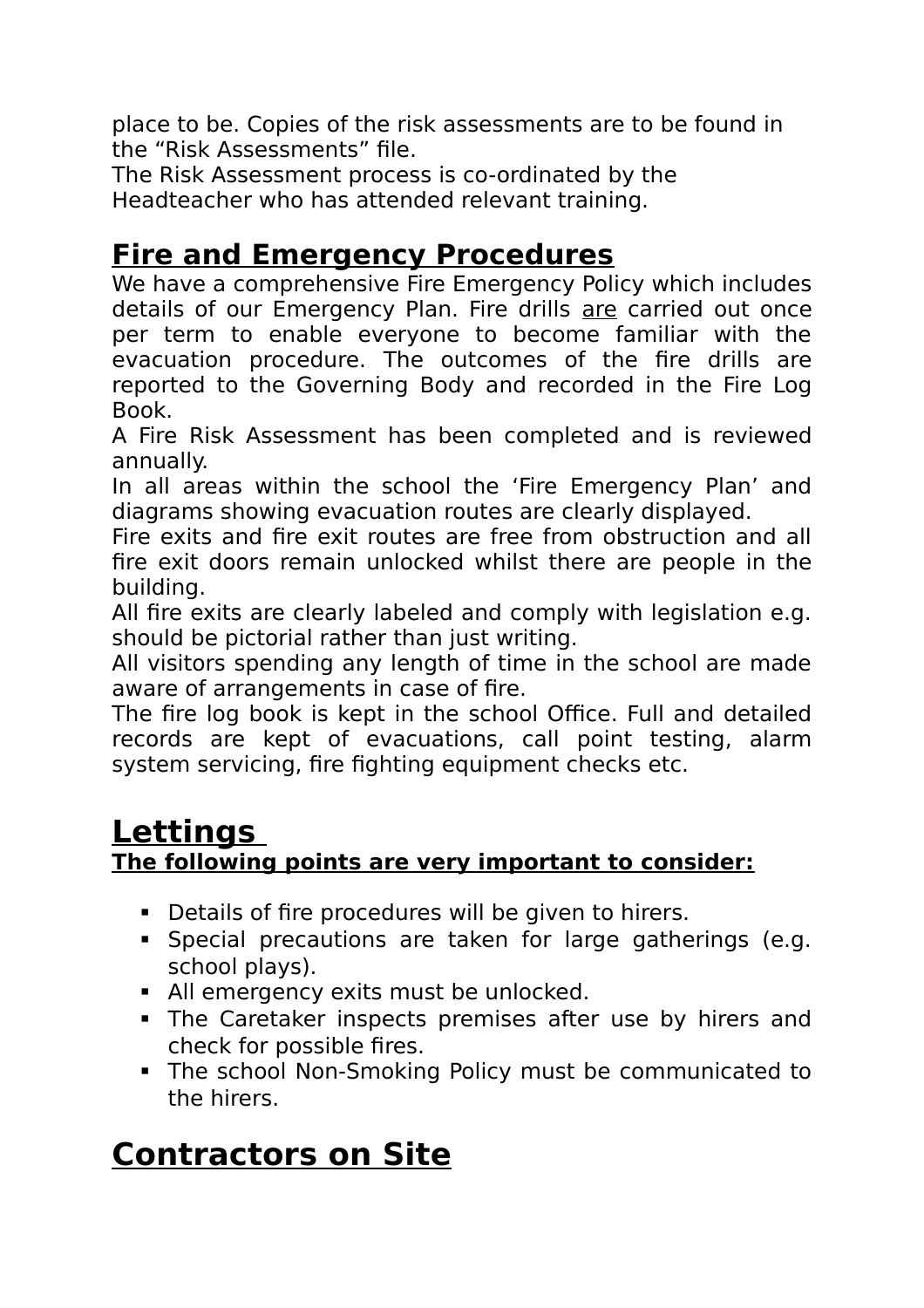place to be. Copies of the risk assessments are to be found in the “Risk Assessments” file.
The Risk Assessment process is co-ordinated by the Headteacher who has attended relevant training.

## Fire and Emergency Procedures

We have a comprehensive Fire Emergency Policy which includes details of our Emergency Plan. Fire drills are carried out once per term to enable everyone to become familiar with the evacuation procedure. The outcomes of the fire drills are reported to the Governing Body and recorded in the Fire Log Book.
A Fire Risk Assessment has been completed and is reviewed annually.
In all areas within the school the ‘Fire Emergency Plan’ and diagrams showing evacuation routes are clearly displayed.
Fire exits and fire exit routes are free from obstruction and all fire exit doors remain unlocked whilst there are people in the building.
All fire exits are clearly labeled and comply with legislation e.g. should be pictorial rather than just writing.
All visitors spending any length of time in the school are made aware of arrangements in case of fire.
The fire log book is kept in the school Office. Full and detailed records are kept of evacuations, call point testing, alarm system servicing, fire fighting equipment checks etc.

# Lettings

**The following points are very important to consider:**

- Details of fire procedures will be given to hirers.
- Special precautions are taken for large gatherings (e.g. school plays).
- All emergency exits must be unlocked.
- The Caretaker inspects premises after use by hirers and check for possible fires.
- The school Non-Smoking Policy must be communicated to the hirers.

# Contractors on Site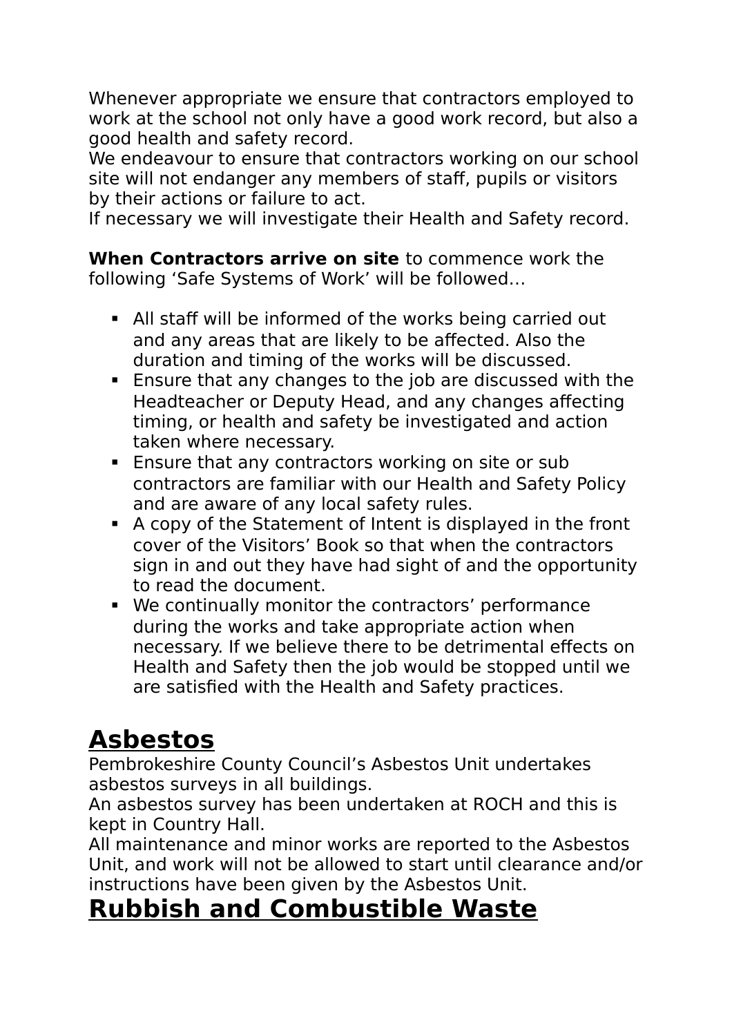Whenever appropriate we ensure that contractors employed to work at the school not only have a good work record, but also a good health and safety record.
We endeavour to ensure that contractors working on our school site will not endanger any members of staff, pupils or visitors by their actions or failure to act.
If necessary we will investigate their Health and Safety record.

**When Contractors arrive on site** to commence work the following 'Safe Systems of Work' will be followed…

- All staff will be informed of the works being carried out and any areas that are likely to be affected. Also the duration and timing of the works will be discussed.
- Ensure that any changes to the job are discussed with the Headteacher or Deputy Head, and any changes affecting timing, or health and safety be investigated and action taken where necessary.
- Ensure that any contractors working on site or sub contractors are familiar with our Health and Safety Policy and are aware of any local safety rules.
- A copy of the Statement of Intent is displayed in the front cover of the Visitors' Book so that when the contractors sign in and out they have had sight of and the opportunity to read the document.
- We continually monitor the contractors' performance during the works and take appropriate action when necessary. If we believe there to be detrimental effects on Health and Safety then the job would be stopped until we are satisfied with the Health and Safety practices.

# Asbestos

Pembrokeshire County Council's Asbestos Unit undertakes asbestos surveys in all buildings.
An asbestos survey has been undertaken at ROCH and this is kept in Country Hall.
All maintenance and minor works are reported to the Asbestos Unit, and work will not be allowed to start until clearance and/or instructions have been given by the Asbestos Unit.

# Rubbish and Combustible Waste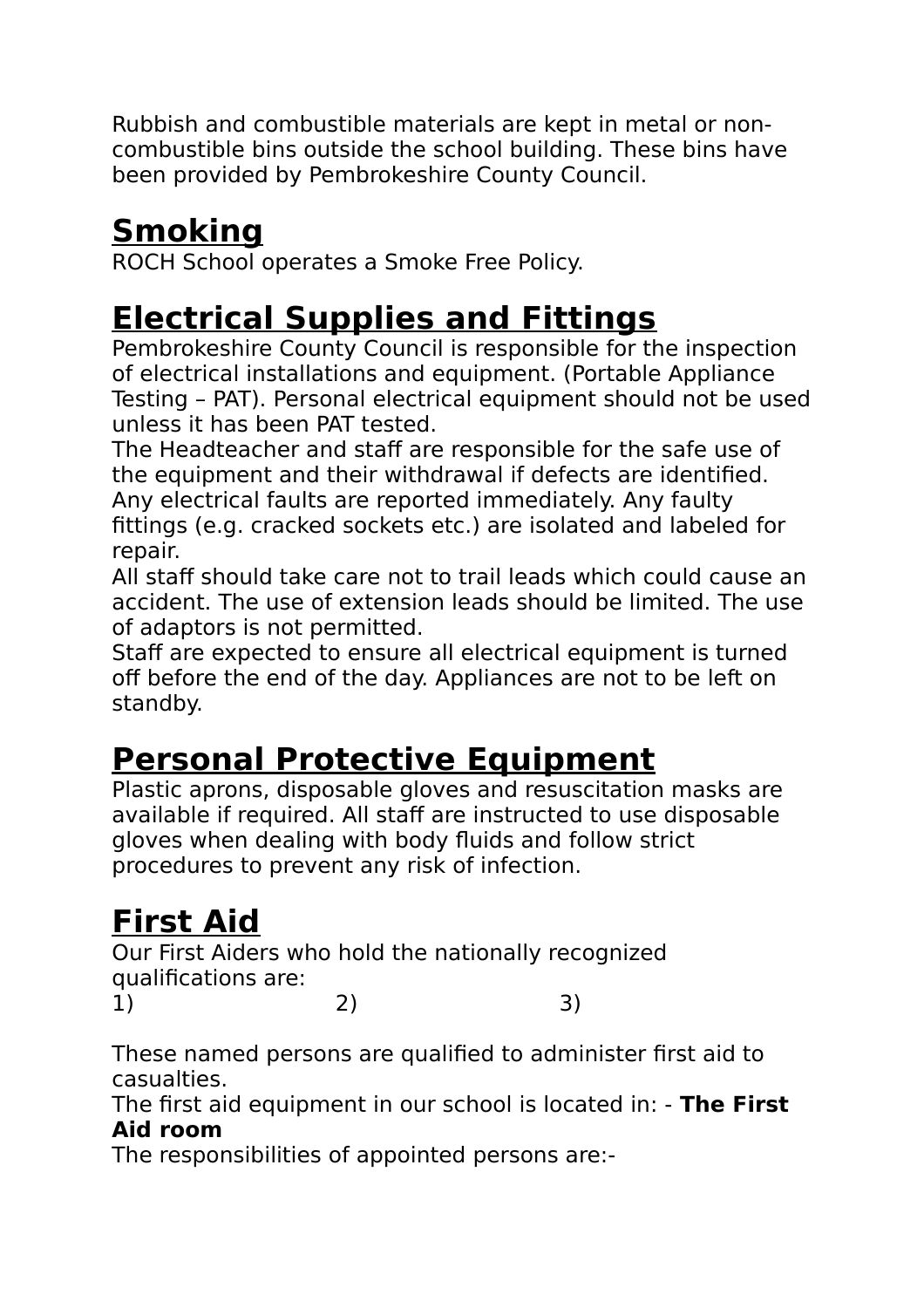Rubbish and combustible materials are kept in metal or non-combustible bins outside the school building. These bins have been provided by Pembrokeshire County Council.

## Smoking

ROCH School operates a Smoke Free Policy.

## Electrical Supplies and Fittings

Pembrokeshire County Council is responsible for the inspection of electrical installations and equipment. (Portable Appliance Testing – PAT). Personal electrical equipment should not be used unless it has been PAT tested.

The Headteacher and staff are responsible for the safe use of the equipment and their withdrawal if defects are identified. Any electrical faults are reported immediately. Any faulty fittings (e.g. cracked sockets etc.) are isolated and labeled for repair.

All staff should take care not to trail leads which could cause an accident. The use of extension leads should be limited. The use of adaptors is not permitted.

Staff are expected to ensure all electrical equipment is turned off before the end of the day. Appliances are not to be left on standby.

## Personal Protective Equipment

Plastic aprons, disposable gloves and resuscitation masks are available if required. All staff are instructed to use disposable gloves when dealing with body fluids and follow strict procedures to prevent any risk of infection.

## First Aid

Our First Aiders who hold the nationally recognized qualifications are:

1) 2) 3)

These named persons are qualified to administer first aid to casualties.

The first aid equipment in our school is located in: - **The First Aid room**

The responsibilities of appointed persons are:-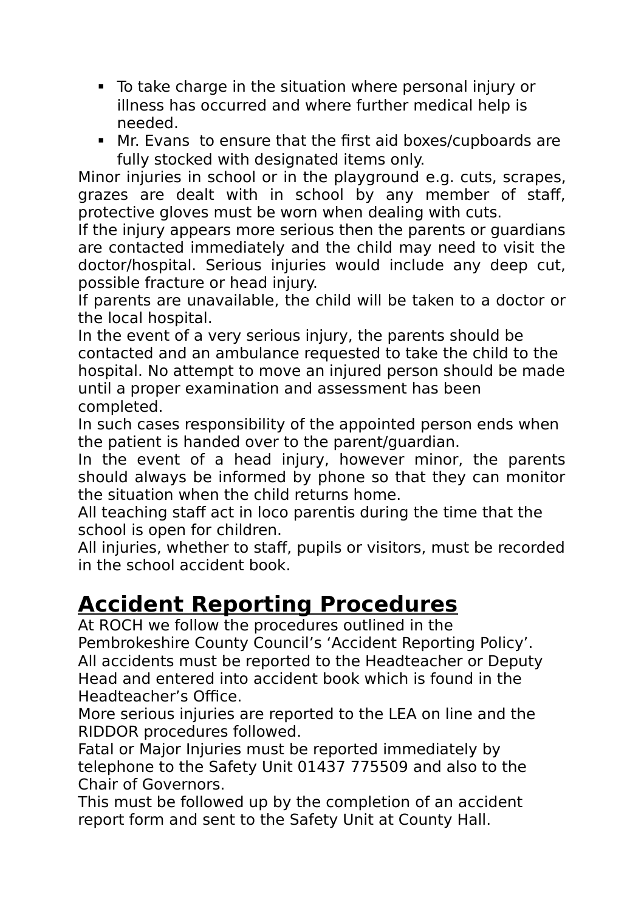- To take charge in the situation where personal injury or illness has occurred and where further medical help is needed.
- Mr. Evans  to ensure that the first aid boxes/cupboards are fully stocked with designated items only.

Minor injuries in school or in the playground e.g. cuts, scrapes, grazes are dealt with in school by any member of staff, protective gloves must be worn when dealing with cuts.

If the injury appears more serious then the parents or guardians are contacted immediately and the child may need to visit the doctor/hospital. Serious injuries would include any deep cut, possible fracture or head injury.

If parents are unavailable, the child will be taken to a doctor or the local hospital.

In the event of a very serious injury, the parents should be contacted and an ambulance requested to take the child to the hospital. No attempt to move an injured person should be made until a proper examination and assessment has been completed.

In such cases responsibility of the appointed person ends when the patient is handed over to the parent/guardian.

In the event of a head injury, however minor, the parents should always be informed by phone so that they can monitor the situation when the child returns home.

All teaching staff act in loco parentis during the time that the school is open for children.

All injuries, whether to staff, pupils or visitors, must be recorded in the school accident book.

## **Accident Reporting Procedures**

At ROCH we follow the procedures outlined in the Pembrokeshire County Council's 'Accident Reporting Policy'.

All accidents must be reported to the Headteacher or Deputy Head and entered into accident book which is found in the Headteacher's Office.

More serious injuries are reported to the LEA on line and the RIDDOR procedures followed.

Fatal or Major Injuries must be reported immediately by telephone to the Safety Unit 01437 775509 and also to the Chair of Governors.

This must be followed up by the completion of an accident report form and sent to the Safety Unit at County Hall.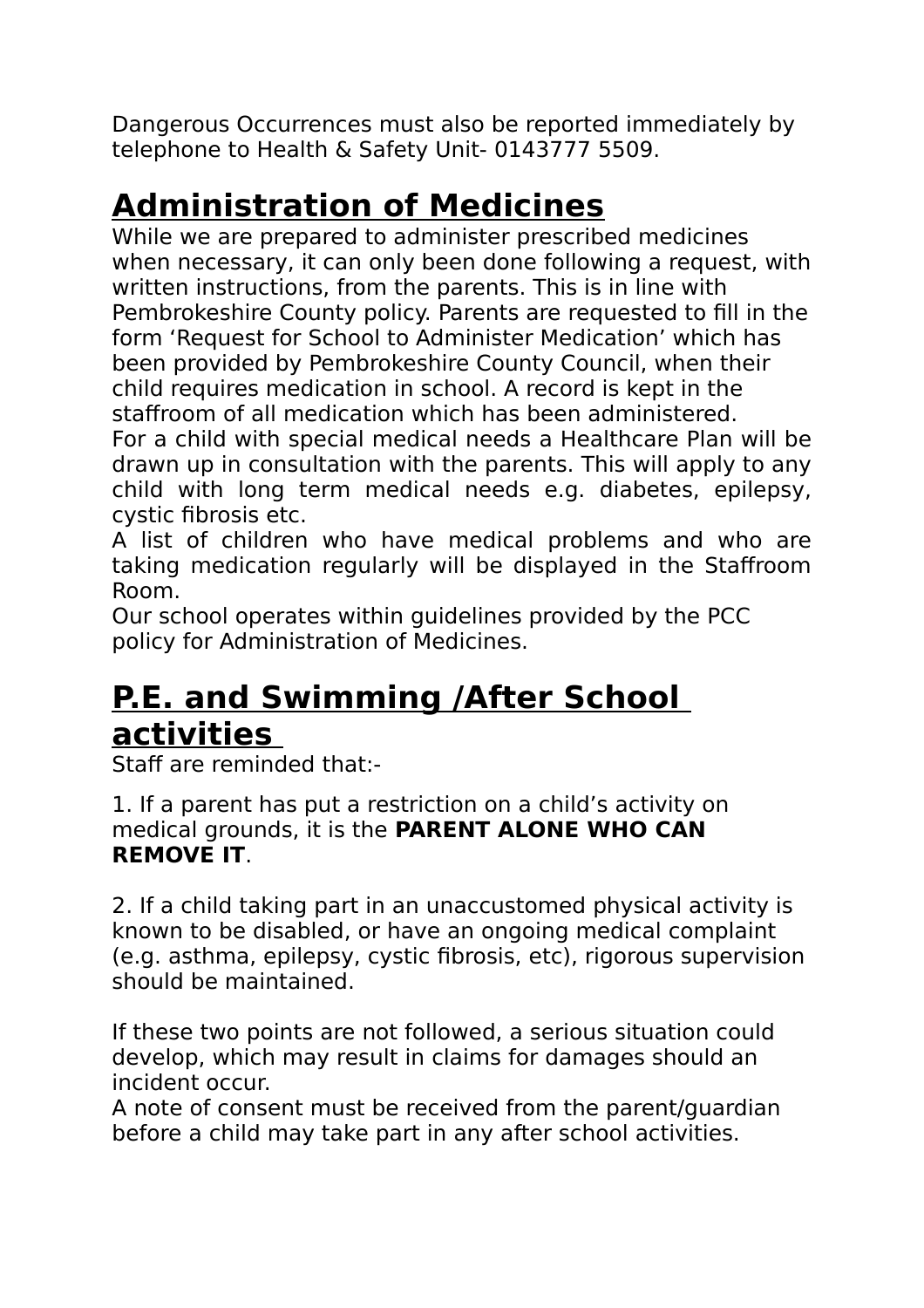Dangerous Occurrences must also be reported immediately by telephone to Health & Safety Unit- 0143777 5509.

## Administration of Medicines

While we are prepared to administer prescribed medicines when necessary, it can only been done following a request, with written instructions, from the parents. This is in line with Pembrokeshire County policy. Parents are requested to fill in the form 'Request for School to Administer Medication' which has been provided by Pembrokeshire County Council, when their child requires medication in school. A record is kept in the staffroom of all medication which has been administered.

For a child with special medical needs a Healthcare Plan will be drawn up in consultation with the parents. This will apply to any child with long term medical needs e.g. diabetes, epilepsy, cystic fibrosis etc.

A list of children who have medical problems and who are taking medication regularly will be displayed in the Staffroom Room.

Our school operates within guidelines provided by the PCC policy for Administration of Medicines.

## P.E. and Swimming /After School activities

Staff are reminded that:-

1. If a parent has put a restriction on a child's activity on medical grounds, it is the **PARENT ALONE WHO CAN REMOVE IT**.

2. If a child taking part in an unaccustomed physical activity is known to be disabled, or have an ongoing medical complaint (e.g. asthma, epilepsy, cystic fibrosis, etc), rigorous supervision should be maintained.

If these two points are not followed, a serious situation could develop, which may result in claims for damages should an incident occur.

A note of consent must be received from the parent/guardian before a child may take part in any after school activities.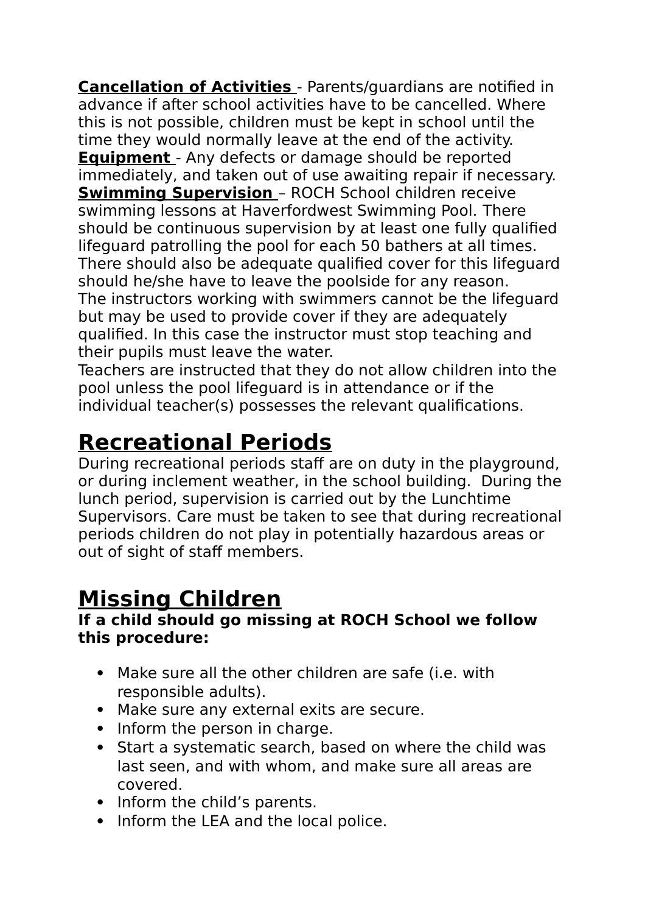**Cancellation of Activities** - Parents/guardians are notified in advance if after school activities have to be cancelled. Where this is not possible, children must be kept in school until the time they would normally leave at the end of the activity.
**Equipment** - Any defects or damage should be reported immediately, and taken out of use awaiting repair if necessary.
**Swimming Supervision** – ROCH School children receive swimming lessons at Haverfordwest Swimming Pool. There should be continuous supervision by at least one fully qualified lifeguard patrolling the pool for each 50 bathers at all times. There should also be adequate qualified cover for this lifeguard should he/she have to leave the poolside for any reason.
The instructors working with swimmers cannot be the lifeguard but may be used to provide cover if they are adequately qualified. In this case the instructor must stop teaching and their pupils must leave the water.
Teachers are instructed that they do not allow children into the pool unless the pool lifeguard is in attendance or if the individual teacher(s) possesses the relevant qualifications.

# Recreational Periods

During recreational periods staff are on duty in the playground, or during inclement weather, in the school building. During the lunch period, supervision is carried out by the Lunchtime Supervisors. Care must be taken to see that during recreational periods children do not play in potentially hazardous areas or out of sight of staff members.

# Missing Children

**If a child should go missing at ROCH School we follow this procedure:**

- Make sure all the other children are safe (i.e. with responsible adults).
- Make sure any external exits are secure.
- Inform the person in charge.
- Start a systematic search, based on where the child was last seen, and with whom, and make sure all areas are covered.
- Inform the child's parents.
- Inform the LEA and the local police.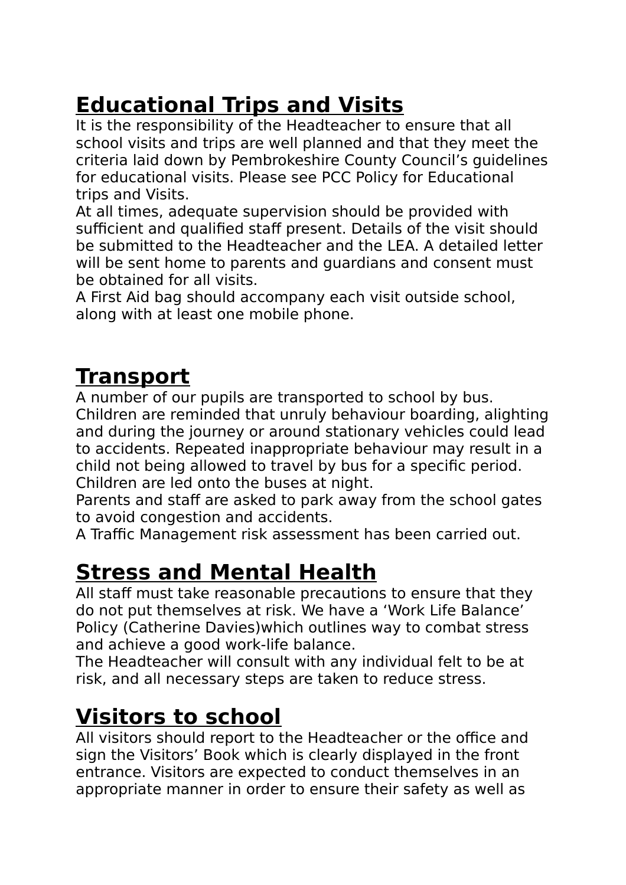## Educational Trips and Visits

It is the responsibility of the Headteacher to ensure that all school visits and trips are well planned and that they meet the criteria laid down by Pembrokeshire County Council's guidelines for educational visits. Please see PCC Policy for Educational trips and Visits.

At all times, adequate supervision should be provided with sufficient and qualified staff present. Details of the visit should be submitted to the Headteacher and the LEA. A detailed letter will be sent home to parents and guardians and consent must be obtained for all visits.

A First Aid bag should accompany each visit outside school, along with at least one mobile phone.

## Transport

A number of our pupils are transported to school by bus. Children are reminded that unruly behaviour boarding, alighting and during the journey or around stationary vehicles could lead to accidents. Repeated inappropriate behaviour may result in a child not being allowed to travel by bus for a specific period. Children are led onto the buses at night.

Parents and staff are asked to park away from the school gates to avoid congestion and accidents.

A Traffic Management risk assessment has been carried out.

## Stress and Mental Health

All staff must take reasonable precautions to ensure that they do not put themselves at risk. We have a 'Work Life Balance' Policy (Catherine Davies)which outlines way to combat stress and achieve a good work-life balance.

The Headteacher will consult with any individual felt to be at risk, and all necessary steps are taken to reduce stress.

## Visitors to school

All visitors should report to the Headteacher or the office and sign the Visitors' Book which is clearly displayed in the front entrance. Visitors are expected to conduct themselves in an appropriate manner in order to ensure their safety as well as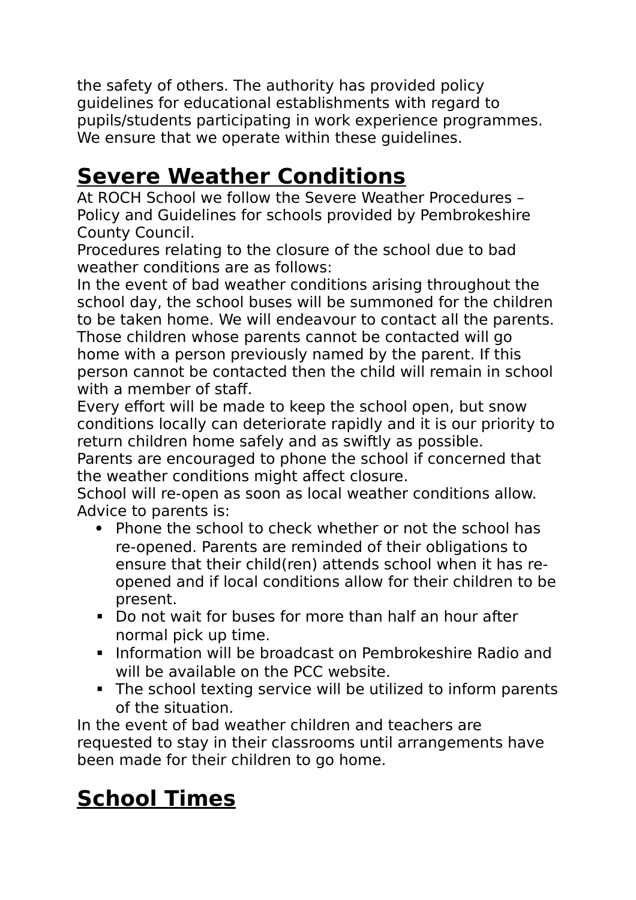the safety of others. The authority has provided policy guidelines for educational establishments with regard to pupils/students participating in work experience programmes. We ensure that we operate within these guidelines.

# Severe Weather Conditions

At ROCH School we follow the Severe Weather Procedures – Policy and Guidelines for schools provided by Pembrokeshire County Council.

Procedures relating to the closure of the school due to bad weather conditions are as follows:

In the event of bad weather conditions arising throughout the school day, the school buses will be summoned for the children to be taken home. We will endeavour to contact all the parents. Those children whose parents cannot be contacted will go home with a person previously named by the parent. If this person cannot be contacted then the child will remain in school with a member of staff.

Every effort will be made to keep the school open, but snow conditions locally can deteriorate rapidly and it is our priority to return children home safely and as swiftly as possible.

Parents are encouraged to phone the school if concerned that the weather conditions might affect closure.

School will re-open as soon as local weather conditions allow.

Advice to parents is:

- Phone the school to check whether or not the school has re-opened. Parents are reminded of their obligations to ensure that their child(ren) attends school when it has re-opened and if local conditions allow for their children to be present.
- Do not wait for buses for more than half an hour after normal pick up time.
- Information will be broadcast on Pembrokeshire Radio and will be available on the PCC website.
- The school texting service will be utilized to inform parents of the situation.

In the event of bad weather children and teachers are requested to stay in their classrooms until arrangements have been made for their children to go home.

# School Times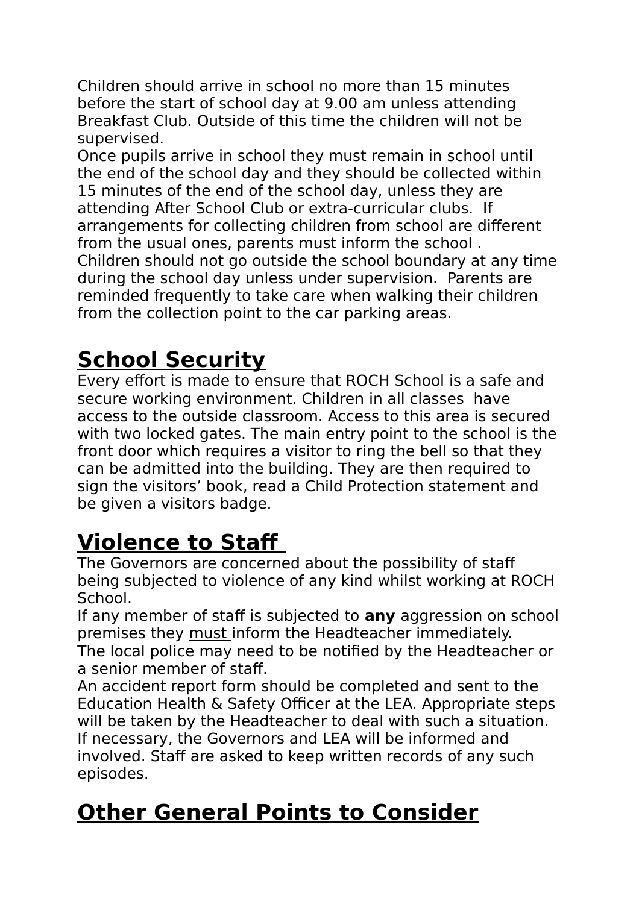Children should arrive in school no more than 15 minutes before the start of school day at 9.00 am unless attending Breakfast Club. Outside of this time the children will not be supervised.

Once pupils arrive in school they must remain in school until the end of the school day and they should be collected within 15 minutes of the end of the school day, unless they are attending After School Club or extra-curricular clubs. If arrangements for collecting children from school are different from the usual ones, parents must inform the school .

Children should not go outside the school boundary at any time during the school day unless under supervision. Parents are reminded frequently to take care when walking their children from the collection point to the car parking areas.

## School Security

Every effort is made to ensure that ROCH School is a safe and secure working environment. Children in all classes have access to the outside classroom. Access to this area is secured with two locked gates. The main entry point to the school is the front door which requires a visitor to ring the bell so that they can be admitted into the building. They are then required to sign the visitors' book, read a Child Protection statement and be given a visitors badge.

## Violence to Staff

The Governors are concerned about the possibility of staff being subjected to violence of any kind whilst working at ROCH School.

If any member of staff is subjected to **any** aggression on school premises they must inform the Headteacher immediately.

The local police may need to be notified by the Headteacher or a senior member of staff.

An accident report form should be completed and sent to the Education Health & Safety Officer at the LEA. Appropriate steps will be taken by the Headteacher to deal with such a situation. If necessary, the Governors and LEA will be informed and involved. Staff are asked to keep written records of any such episodes.

## Other General Points to Consider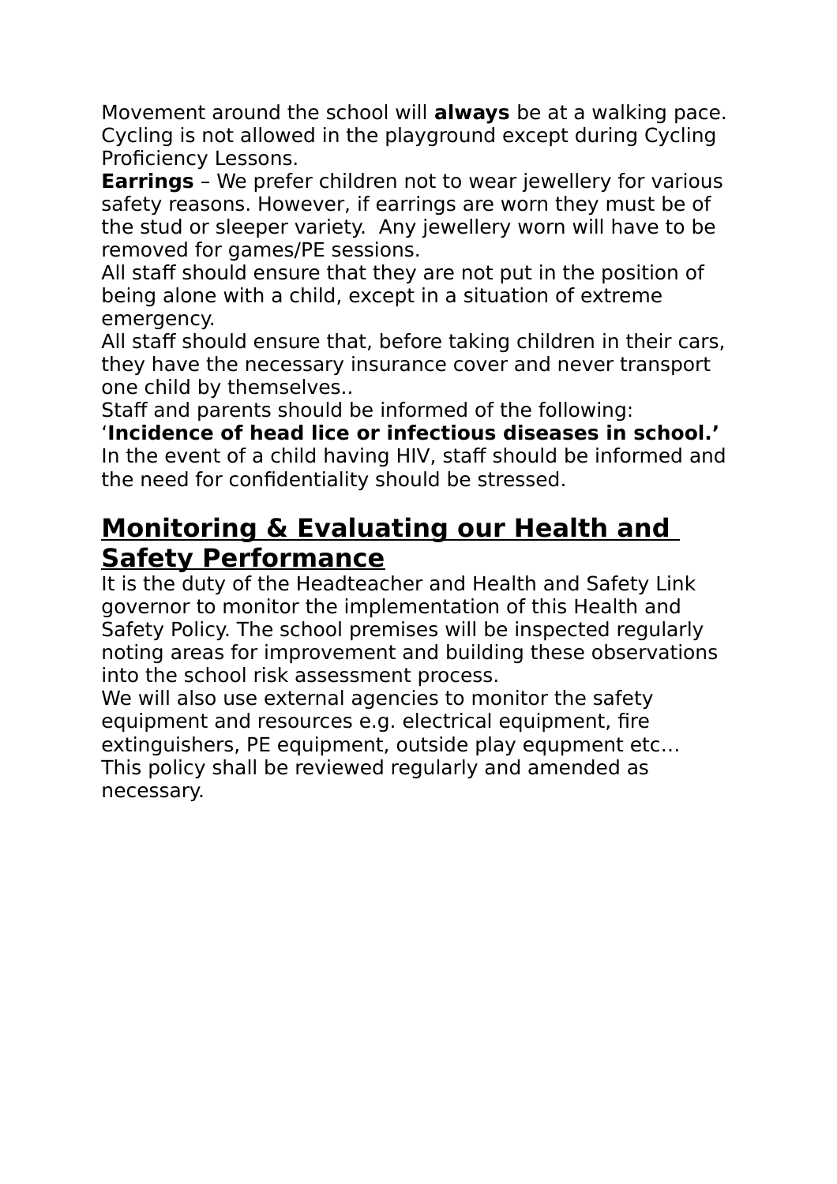Movement around the school will **always** be at a walking pace. Cycling is not allowed in the playground except during Cycling Proficiency Lessons.

**Earrings** – We prefer children not to wear jewellery for various safety reasons. However, if earrings are worn they must be of the stud or sleeper variety.  Any jewellery worn will have to be removed for games/PE sessions.

All staff should ensure that they are not put in the position of being alone with a child, except in a situation of extreme emergency.

All staff should ensure that, before taking children in their cars, they have the necessary insurance cover and never transport one child by themselves..

Staff and parents should be informed of the following:

'**Incidence of head lice or infectious diseases in school.'**

In the event of a child having HIV, staff should be informed and the need for confidentiality should be stressed.

## Monitoring & Evaluating our Health and Safety Performance

It is the duty of the Headteacher and Health and Safety Link governor to monitor the implementation of this Health and Safety Policy. The school premises will be inspected regularly noting areas for improvement and building these observations into the school risk assessment process.

We will also use external agencies to monitor the safety equipment and resources e.g. electrical equipment, fire extinguishers, PE equipment, outside play equpment etc…

This policy shall be reviewed regularly and amended as necessary.